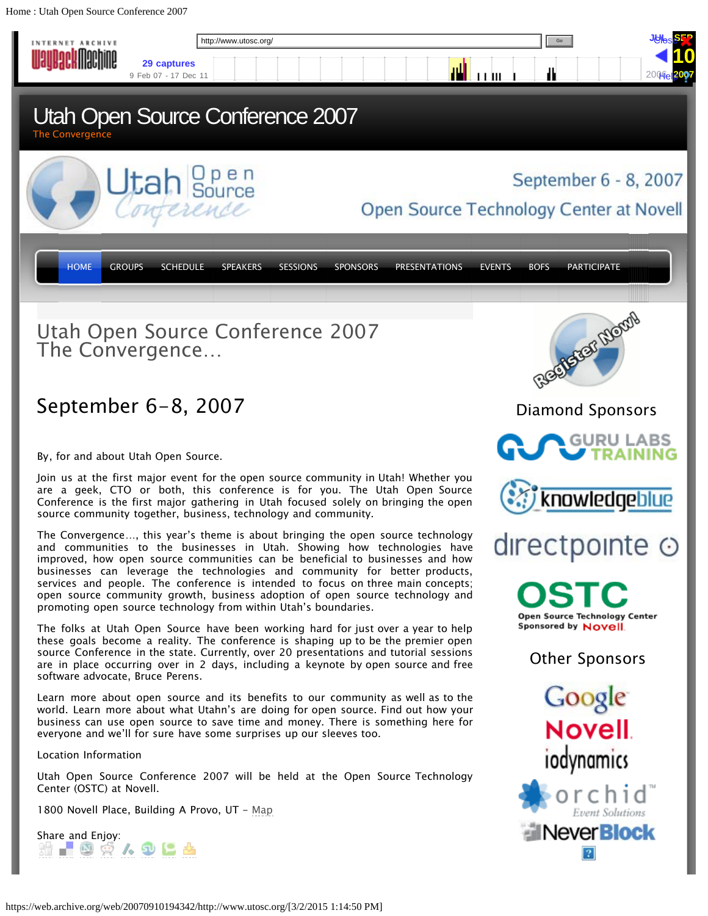# Utah Open Source Conference 2007

The Convergence

September 6 - 8, 2007

Open Source Technology Center at Novell

HOME | GROUPS | SCHEDULE | SPEAKERS | SESSIONS | SPONSORS | PRESENTATIONS | EVENTS | BOFS | PARTICIPATE

## Utah Open Source Conference 2007 The Convergence…

## September 6–8, 2007

By, for and about Utah Open Source.

Join us at the first major event for the open source community in Utah! Whether you are a geek, CTO or both, this conference is for you. The Utah Open Source Conference is the first major gathering in Utah focused solely on bringing the open source community together, business, technology and community.

The Convergence…, this year's theme is about bringing the open source technology and communities to the businesses in Utah. Showing how technologies have improved, how open source communities can be beneficial to businesses and how businesses can leverage the technologies and community for better products, services and people. The conference is intended to focus on three main concepts; open source community growth, business adoption of open source technology and promoting open source technology from within Utah's boundaries.

The folks at Utah Open Source have been working hard for just over a year to help these goals become a reality. The conference is shaping up to be the premier open source Conference in the state. Currently, over 20 presentations and tutorial sessions are in place occurring over in 2 days, including a keynote by open source and free software advocate, Bruce Perens.

Learn more about open source and its benefits to our community as well as to the world. Learn more about what Utahn's are doing for open source. Find out how your business can use open source to save time and money. There is something here for everyone and we'll for sure have some surprises up our sleeves too.

Location Information

Utah Open Source Conference 2007 will be held at the Open Source Technology Center (OSTC) at Novell.

1800 Novell Place, Building A Provo, UT – Map

Share and Enjoy:

Register Now!

### Diamond Sponsors

Guru Labs Training
knowledgeblue
directpointe
OSTC Open Source Technology Center Sponsored by Novell

### Other Sponsors

Google
Novell
iodynamics
orchid Event Solutions
NeverBlock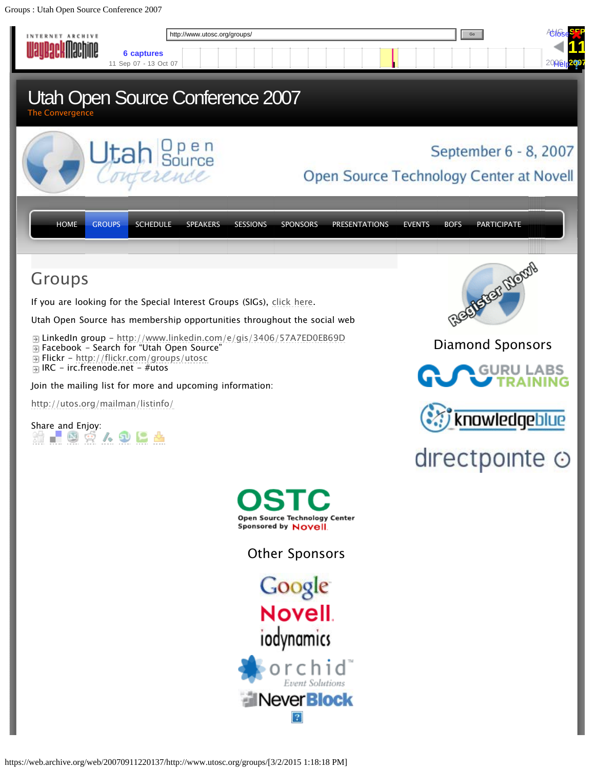# Utah Open Source Conference 2007

The Convergence

September 6 - 8, 2007

Open Source Technology Center at Novell

HOME | GROUPS | SCHEDULE | SPEAKERS | SESSIONS | SPONSORS | PRESENTATIONS | EVENTS | BOFS | PARTICIPATE

## Groups

If you are looking for the Special Interest Groups (SIGs), click here.

Utah Open Source has membership opportunities throughout the social web

- LinkedIn group – http://www.linkedin.com/e/gis/3406/57A7ED0EB69D
- Facebook – Search for "Utah Open Source"
- Flickr – http://flickr.com/groups/utosc
- IRC – irc.freenode.net – #utos

Join the mailing list for more and upcoming information:

http://utos.org/mailman/listinfo/

Share and Enjoy:

Register Now!

Diamond Sponsors

GURU LABS TRAINING

knowledgeblue

directpointe

OSTC Open Source Technology Center Sponsored by Novell

Other Sponsors

Google

Novell

iodynamics

orchid Event Solutions

NeverBlock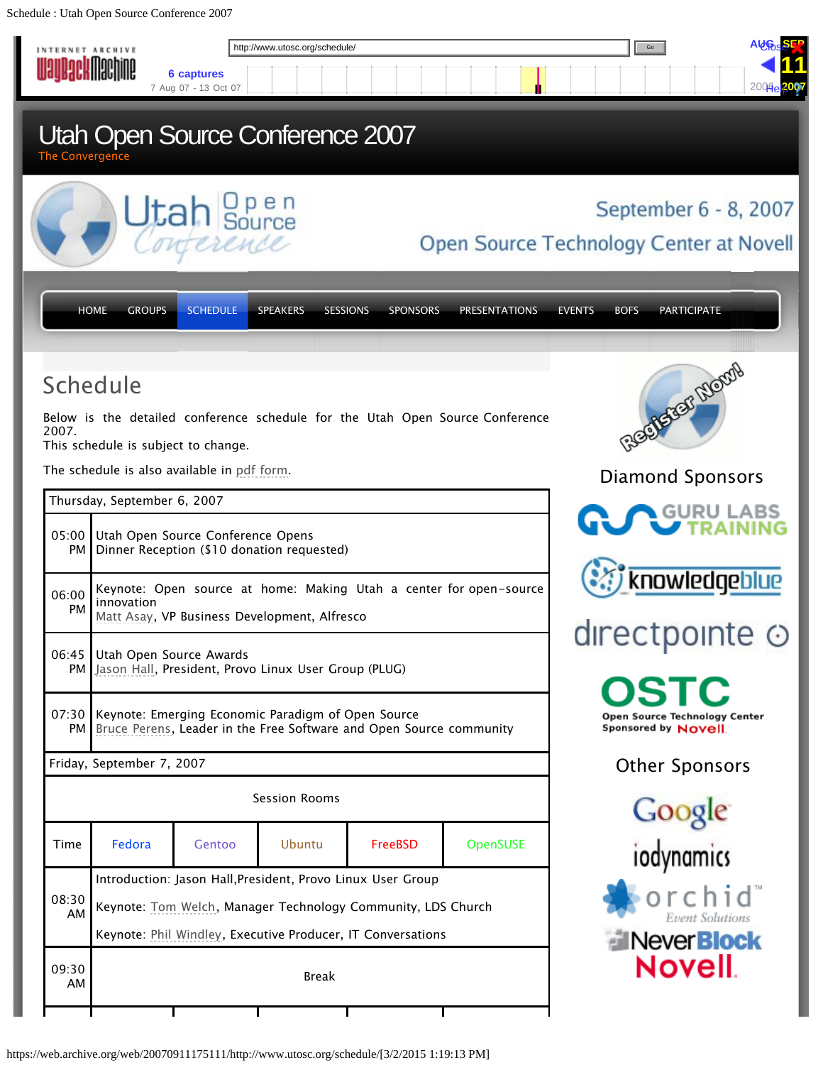# Utah Open Source Conference 2007

The Convergence

September 6 - 8, 2007

Open Source Technology Center at Novell

HOME GROUPS SCHEDULE SPEAKERS SESSIONS SPONSORS PRESENTATIONS EVENTS BOFS PARTICIPATE

## Schedule

Below is the detailed conference schedule for the Utah Open Source Conference 2007.
This schedule is subject to change.

The schedule is also available in pdf form.

| Thursday, September 6, 2007 | |
|---|---|
| 05:00 PM | Utah Open Source Conference Opens<br>Dinner Reception ($10 donation requested) |
| 06:00 PM | Keynote: Open source at home: Making Utah a center for open-source innovation<br>Matt Asay, VP Business Development, Alfresco |
| 06:45 PM | Utah Open Source Awards<br>Jason Hall, President, Provo Linux User Group (PLUG) |
| 07:30 PM | Keynote: Emerging Economic Paradigm of Open Source<br>Bruce Perens, Leader in the Free Software and Open Source community |

| Friday, September 7, 2007 | | | | | |
|---|---|---|---|---|---|
| | Session Rooms | | | | |
| Time | Fedora | Gentoo | Ubuntu | FreeBSD | OpenSUSE |
| 08:30 AM | Introduction: Jason Hall, President, Provo Linux User Group<br>Keynote: Tom Welch, Manager Technology Community, LDS Church<br>Keynote: Phil Windley, Executive Producer, IT Conversations | | | | |
| 09:30 AM | Break | | | | |

Diamond Sponsors

GURU LABS TRAINING
knowledgeblue
directpointe
OSTC Open Source Technology Center Sponsored by Novell

Other Sponsors

Google
iodynamics
orchid Event Solutions
NeverBlock
Novell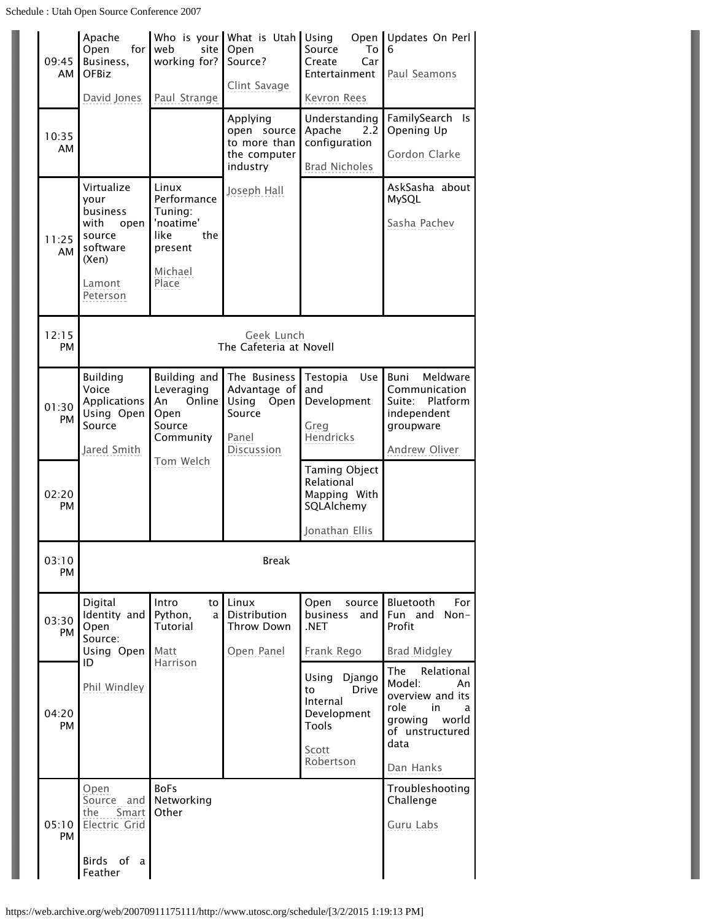| | | | | | |
|---|---|---|---|---|---|
| 09:45 AM | Apache Open for Business, OFBiz<br><br>David Jones | Who is your web site working for?<br><br>Paul Strange | What is Utah Open Source?<br><br>Clint Savage | Using Open Source To Create Car Entertainment<br><br>Kevron Rees | Updates On Perl 6<br><br>Paul Seamons |
| 10:35 AM | | | Applying open source to more than the computer industry<br><br>Joseph Hall | Understanding Apache 2.2 configuration<br><br>Brad Nicholes | FamilySearch Is Opening Up<br><br>Gordon Clarke |
| 11:25 AM | Virtualize your business with open source software (Xen)<br><br>Lamont Peterson | Linux Performance Tuning: 'noatime' like the present<br><br>Michael Place | | | AskSasha about MySQL<br><br>Sasha Pachev |
| 12:15 PM | Geek Lunch<br>The Cafeteria at Novell | | | | |
| 01:30 PM | Building Voice Applications Using Open Source<br><br>Jared Smith | Building and Leveraging An Online Open Source Community<br><br>Tom Welch | The Business Advantage of Using Open Source<br><br>Panel Discussion | Testopia Use and Development<br><br>Greg Hendricks | Buni Meldware Communication Suite: Platform independent groupware<br><br>Andrew Oliver |
| 02:20 PM | | | | Taming Object Relational Mapping With SQLAlchemy<br><br>Jonathan Ellis | |
| 03:10 PM | Break | | | | |
| 03:30 PM | Digital Identity and Open Source: Using Open ID<br><br>Phil Windley | Intro to Python, a Tutorial<br><br>Matt Harrison | Linux Distribution Throw Down<br><br>Open Panel | Open source business and .NET<br><br>Frank Rego | Bluetooth For Fun and Non-Profit<br><br>Brad Midgley |
| 04:20 PM | | | | Using Django to Drive Internal Development Tools<br><br>Scott Robertson | The Relational Model: An overview and its role in a growing world of unstructured data<br><br>Dan Hanks |
| 05:10 PM | Open Source and the Smart Electric Grid<br><br>Birds of a Feather | BoFs<br>Networking<br>Other | | | Troubleshooting Challenge<br><br>Guru Labs |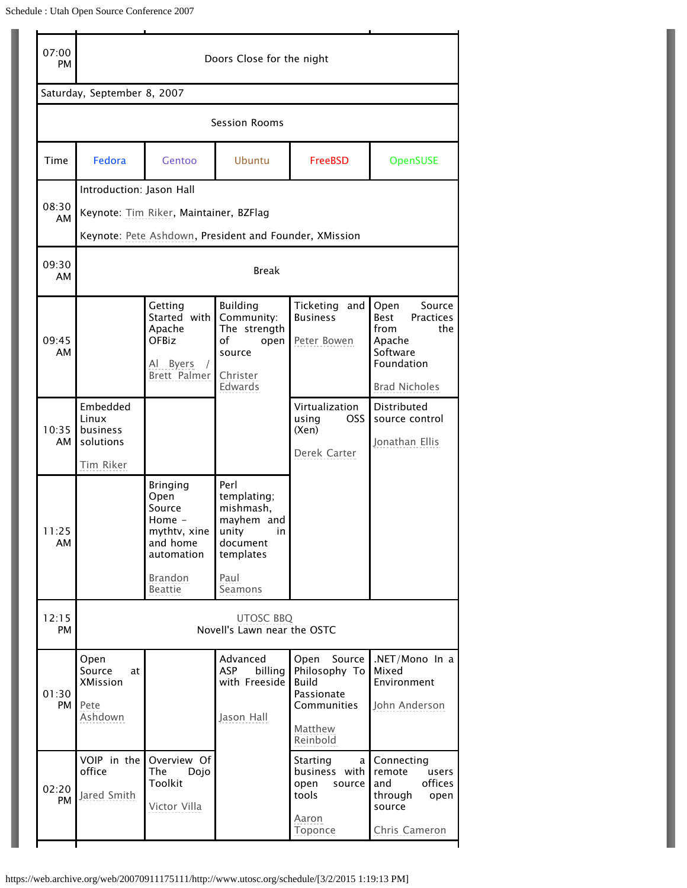| | | | | | |
|---|---|---|---|---|---|
| 07:00 PM | Doors Close for the night | | | | |
| Saturday, September 8, 2007 | | | | | |
| | Session Rooms | | | | |
| Time | Fedora | Gentoo | Ubuntu | FreeBSD | OpenSUSE |
| 08:30 AM | Introduction: Jason Hall<br>Keynote: Tim Riker, Maintainer, BZFlag<br>Keynote: Pete Ashdown, President and Founder, XMission | | | | |
| 09:30 AM | Break | | | | |
| 09:45 AM | | Getting Started with Apache OFBiz<br><br>Al Byers / Brett Palmer | Building Community: The strength of open source<br><br>Christer Edwards | Ticketing and Business<br><br>Peter Bowen | Open Source Best Practices from the Apache Software Foundation<br><br>Brad Nicholes |
| 10:35 AM | Embedded Linux business solutions<br><br>Tim Riker | | | Virtualization using OSS (Xen)<br><br>Derek Carter | Distributed source control<br><br>Jonathan Ellis |
| 11:25 AM | | Bringing Open Source Home - mythtv, xine and home automation<br><br>Brandon Beattie | Perl templating; mishmash, mayhem and unity in document templates<br><br>Paul Seamons | | |
| 12:15 PM | UTOSC BBQ<br>Novell's Lawn near the OSTC | | | | |
| 01:30 PM | Open Source at XMission<br><br>Pete Ashdown | | Advanced ASP billing with Freeside<br><br>Jason Hall | Open Source Philosophy To Build Passionate Communities<br><br>Matthew Reinbold | .NET/Mono In a Mixed Environment<br><br>John Anderson |
| 02:20 PM | VOIP in the office<br><br>Jared Smith | Overview Of The Dojo Toolkit<br><br>Victor Villa | | Starting a business with open source tools<br><br>Aaron Toponce | Connecting remote users and offices through open source<br><br>Chris Cameron |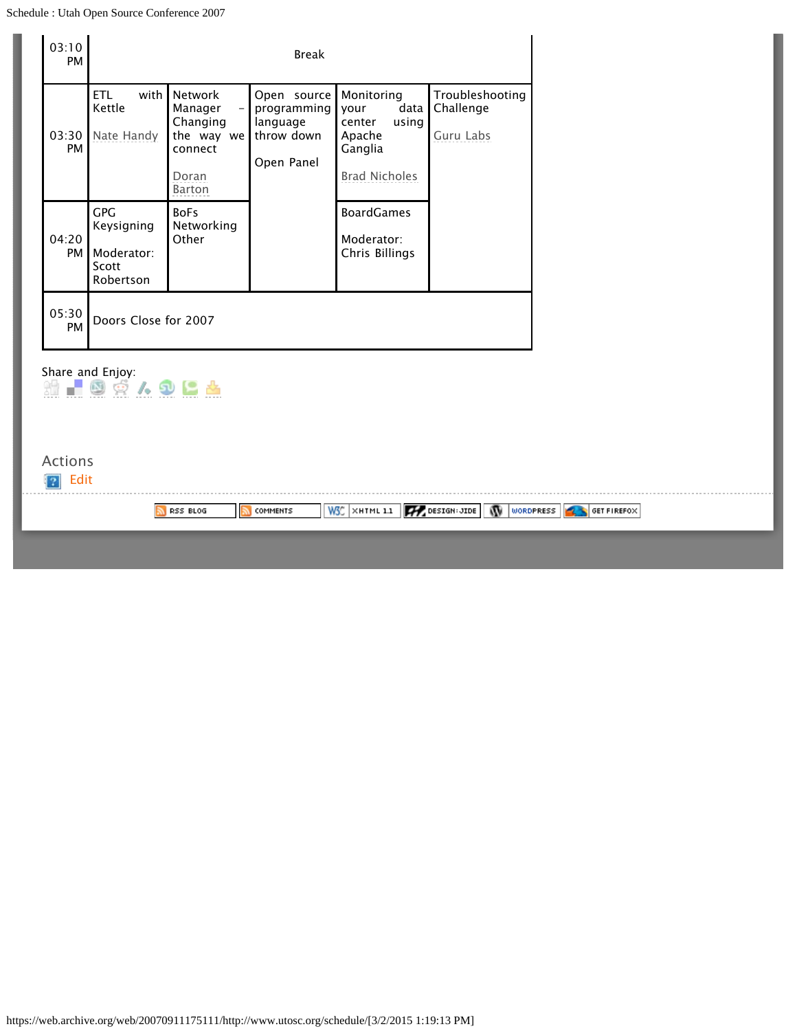| | | | | | |
|---|---|---|---|---|---|
| 03:10 PM | Break | | | | |
| 03:30 PM | ETL with Kettle<br><br>Nate Handy | Network Manager – Changing the way we connect<br><br>Doran Barton | Open source programming language throw down<br><br>Open Panel | Monitoring your data center using Apache Ganglia<br><br>Brad Nicholes | Troubleshooting Challenge<br><br>Guru Labs |
| 04:20 PM | GPG Keysigning<br><br>Moderator: Scott Robertson | BoFs Networking Other | | BoardGames<br><br>Moderator: Chris Billings | |
| 05:30 PM | Doors Close for 2007 | | | | |

Share and Enjoy:

Actions

Edit

RSS BLOG | COMMENTS | W3C XHTML 1.1 | DESIGN:JIDE | WORDPRESS | GET FIREFOX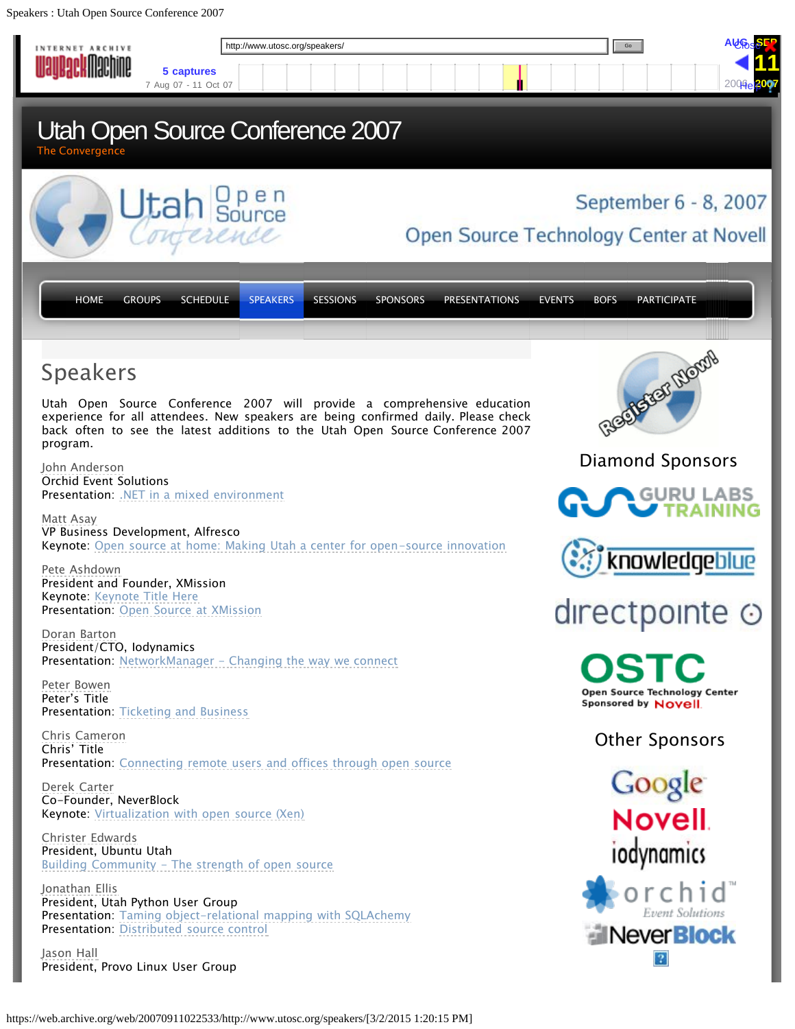# Utah Open Source Conference 2007

The Convergence

September 6 - 8, 2007

Open Source Technology Center at Novell

HOME | GROUPS | SCHEDULE | SPEAKERS | SESSIONS | SPONSORS | PRESENTATIONS | EVENTS | BOFS | PARTICIPATE

## Speakers

Utah Open Source Conference 2007 will provide a comprehensive education experience for all attendees. New speakers are being confirmed daily. Please check back often to see the latest additions to the Utah Open Source Conference 2007 program.

John Anderson
Orchid Event Solutions
Presentation: .NET in a mixed environment

Matt Asay
VP Business Development, Alfresco
Keynote: Open source at home: Making Utah a center for open-source innovation

Pete Ashdown
President and Founder, XMission
Keynote: Keynote Title Here
Presentation: Open Source at XMission

Doran Barton
President/CTO, Iodynamics
Presentation: NetworkManager - Changing the way we connect

Peter Bowen
Peter's Title
Presentation: Ticketing and Business

Chris Cameron
Chris' Title
Presentation: Connecting remote users and offices through open source

Derek Carter
Co-Founder, NeverBlock
Keynote: Virtualization with open source (Xen)

Christer Edwards
President, Ubuntu Utah
Building Community - The strength of open source

Jonathan Ellis
President, Utah Python User Group
Presentation: Taming object-relational mapping with SQLAchemy
Presentation: Distributed source control

Jason Hall
President, Provo Linux User Group

Register Now!

### Diamond Sponsors

Guru Labs Training
knowledgeblue
directpointe
OSTC Open Source Technology Center Sponsored by Novell

### Other Sponsors

Google
Novell
iodynamics
orchid Event Solutions
NeverBlock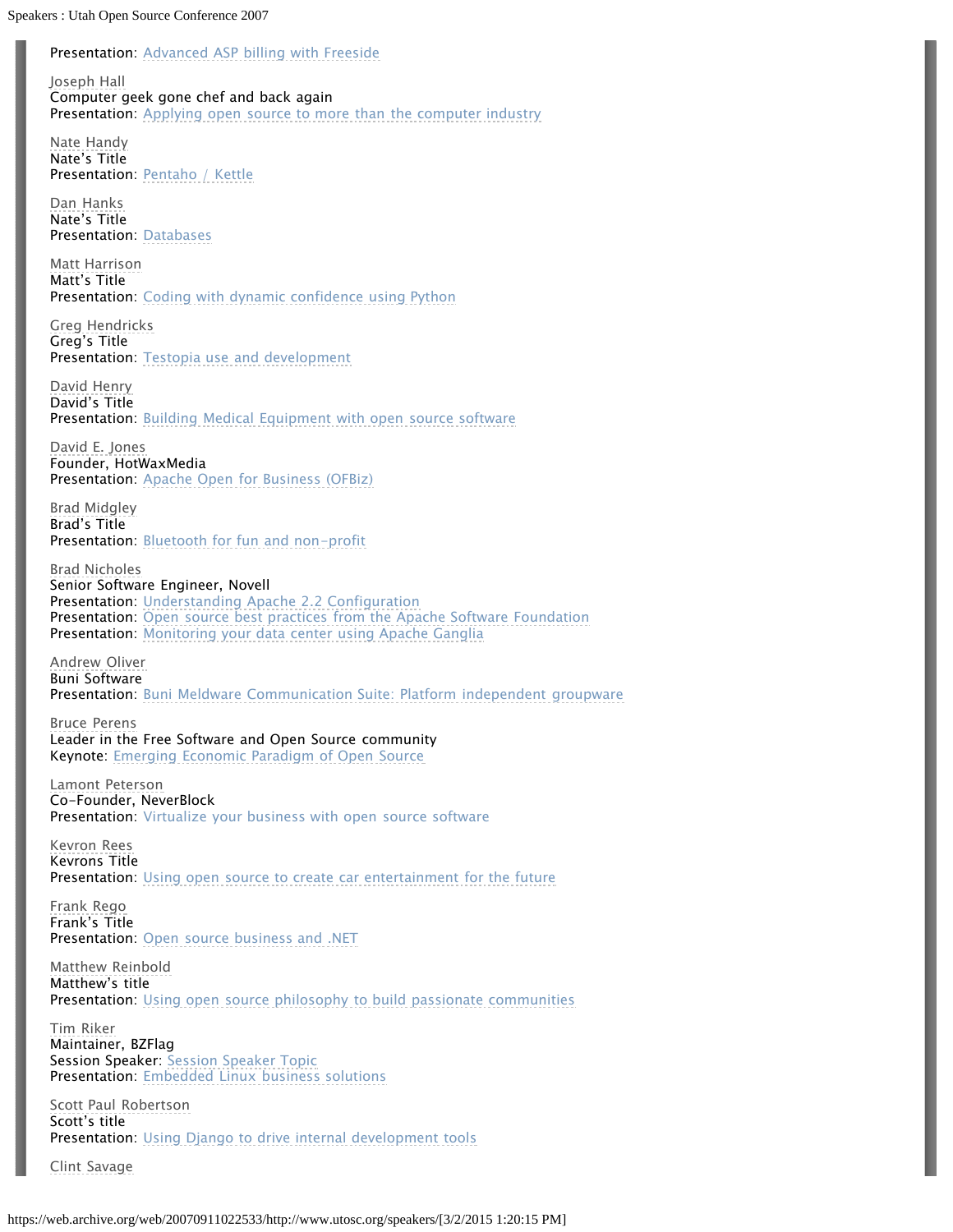Presentation: Advanced ASP billing with Freeside

Joseph Hall
Computer geek gone chef and back again
Presentation: Applying open source to more than the computer industry

Nate Handy
Nate's Title
Presentation: Pentaho / Kettle

Dan Hanks
Nate's Title
Presentation: Databases

Matt Harrison
Matt's Title
Presentation: Coding with dynamic confidence using Python

Greg Hendricks
Greg's Title
Presentation: Testopia use and development

David Henry
David's Title
Presentation: Building Medical Equipment with open source software

David E. Jones
Founder, HotWaxMedia
Presentation: Apache Open for Business (OFBiz)

Brad Midgley
Brad's Title
Presentation: Bluetooth for fun and non-profit

Brad Nicholes
Senior Software Engineer, Novell
Presentation: Understanding Apache 2.2 Configuration
Presentation: Open source best practices from the Apache Software Foundation
Presentation: Monitoring your data center using Apache Ganglia

Andrew Oliver
Buni Software
Presentation: Buni Meldware Communication Suite: Platform independent groupware

Bruce Perens
Leader in the Free Software and Open Source community
Keynote: Emerging Economic Paradigm of Open Source

Lamont Peterson
Co-Founder, NeverBlock
Presentation: Virtualize your business with open source software

Kevron Rees
Kevrons Title
Presentation: Using open source to create car entertainment for the future

Frank Rego
Frank's Title
Presentation: Open source business and .NET

Matthew Reinbold
Matthew's title
Presentation: Using open source philosophy to build passionate communities

Tim Riker
Maintainer, BZFlag
Session Speaker: Session Speaker Topic
Presentation: Embedded Linux business solutions

Scott Paul Robertson
Scott's title
Presentation: Using Django to drive internal development tools

Clint Savage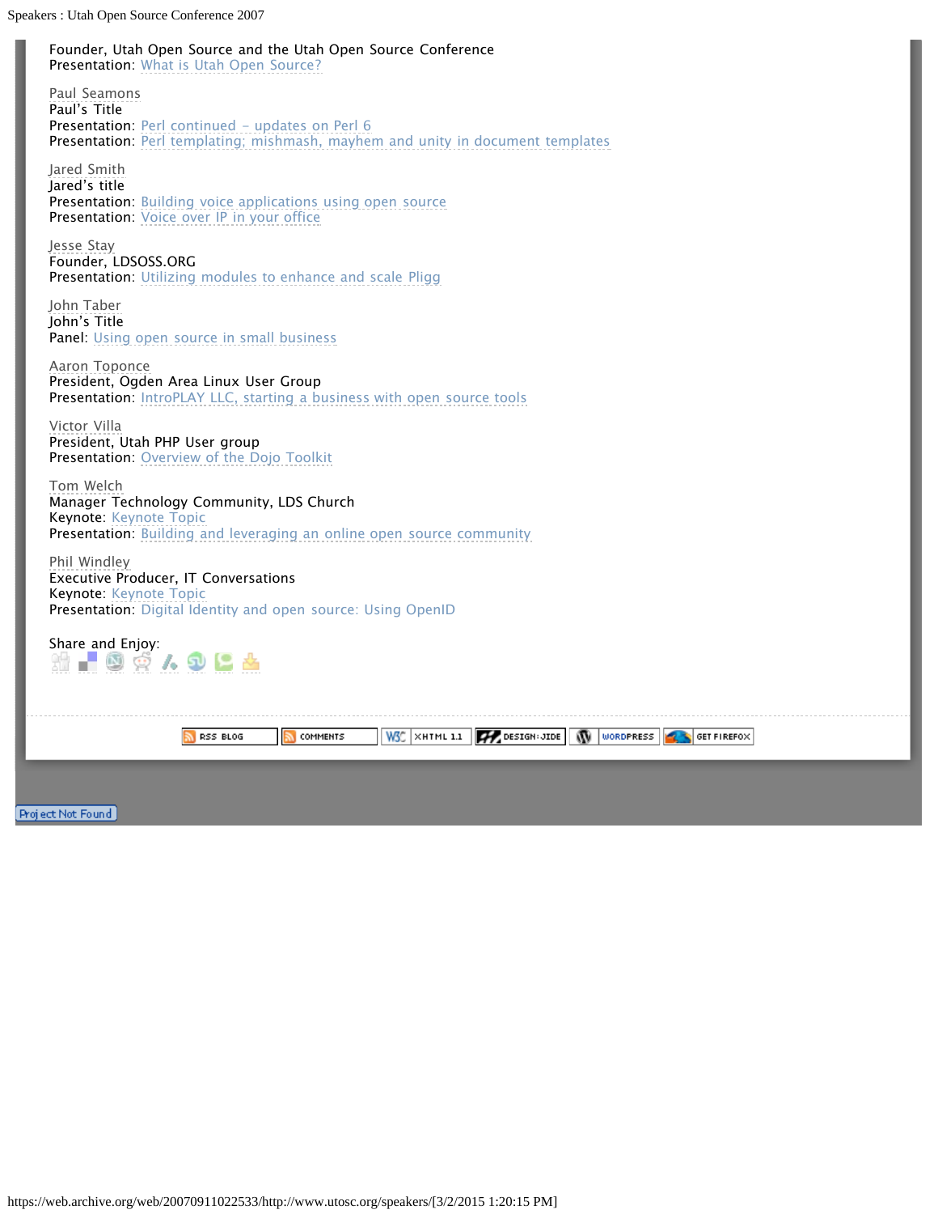Founder, Utah Open Source and the Utah Open Source Conference
Presentation: What is Utah Open Source?

Paul Seamons
Paul's Title
Presentation: Perl continued – updates on Perl 6
Presentation: Perl templating; mishmash, mayhem and unity in document templates

Jared Smith
Jared's title
Presentation: Building voice applications using open source
Presentation: Voice over IP in your office

Jesse Stay
Founder, LDSOSS.ORG
Presentation: Utilizing modules to enhance and scale Pligg

John Taber
John's Title
Panel: Using open source in small business

Aaron Toponce
President, Ogden Area Linux User Group
Presentation: IntroPLAY LLC, starting a business with open source tools

Victor Villa
President, Utah PHP User group
Presentation: Overview of the Dojo Toolkit

Tom Welch
Manager Technology Community, LDS Church
Keynote: Keynote Topic
Presentation: Building and leveraging an online open source community

Phil Windley
Executive Producer, IT Conversations
Keynote: Keynote Topic
Presentation: Digital Identity and open source: Using OpenID

Share and Enjoy:

RSS BLOG | COMMENTS | W3C XHTML 1.1 | DESIGN:JIDE | WORDPRESS | GET FIREFOX

Project Not Found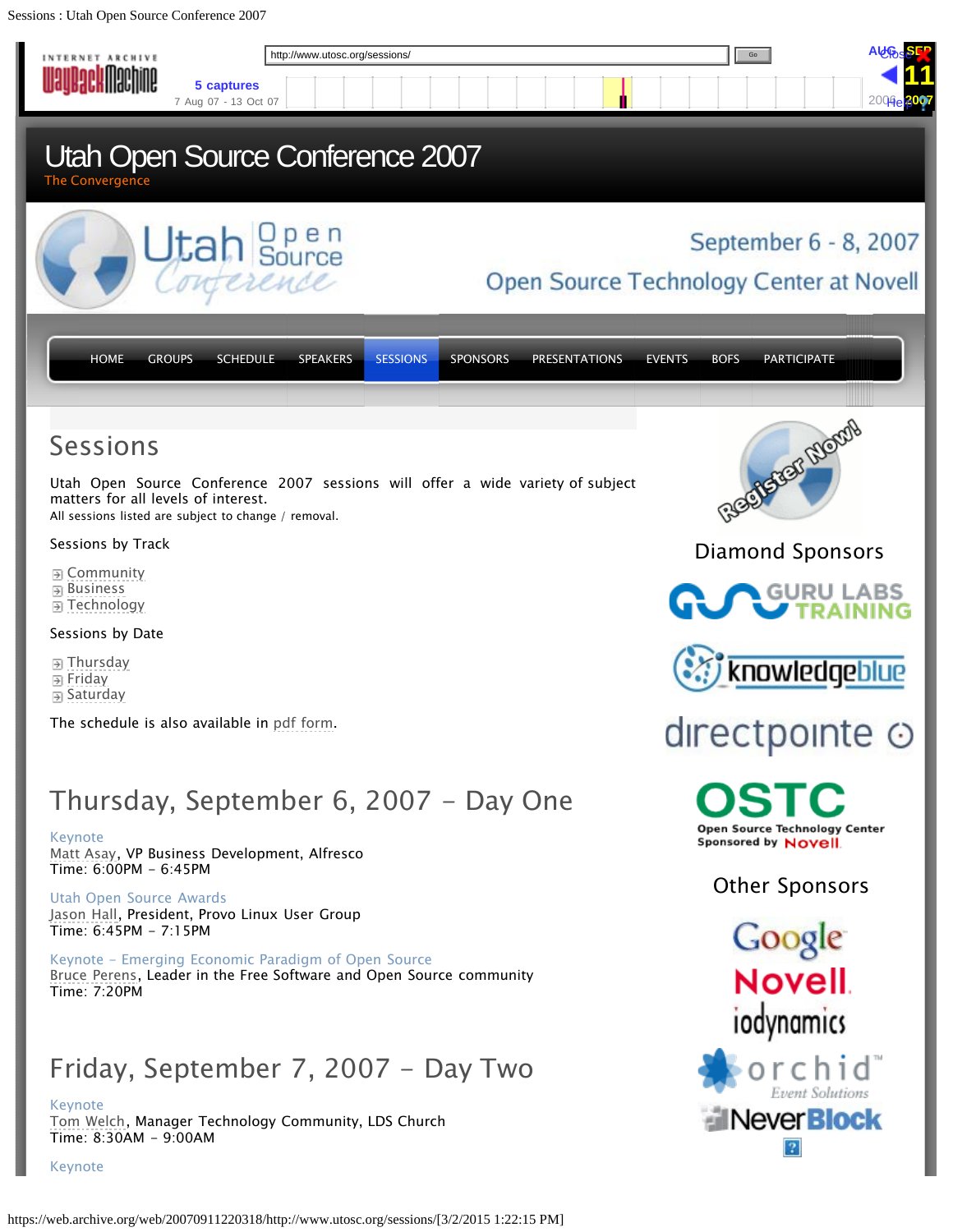# Utah Open Source Conference 2007

The Convergence

September 6 - 8, 2007

Open Source Technology Center at Novell

HOME GROUPS SCHEDULE SPEAKERS SESSIONS SPONSORS PRESENTATIONS EVENTS BOFS PARTICIPATE

## Sessions

Utah Open Source Conference 2007 sessions will offer a wide variety of subject matters for all levels of interest.
All sessions listed are subject to change / removal.

Sessions by Track

- Community
- Business
- Technology

Sessions by Date

- Thursday
- Friday
- Saturday

The schedule is also available in pdf form.

## Thursday, September 6, 2007 – Day One

Keynote
Matt Asay, VP Business Development, Alfresco
Time: 6:00PM – 6:45PM

Utah Open Source Awards
Jason Hall, President, Provo Linux User Group
Time: 6:45PM – 7:15PM

Keynote – Emerging Economic Paradigm of Open Source
Bruce Perens, Leader in the Free Software and Open Source community
Time: 7:20PM

## Friday, September 7, 2007 – Day Two

Keynote
Tom Welch, Manager Technology Community, LDS Church
Time: 8:30AM – 9:00AM

Keynote

Register Now!

Diamond Sponsors

Guru Labs Training
knowledgeblue
directpointe
OSTC Open Source Technology Center Sponsored by Novell

Other Sponsors

Google
Novell
iodynamics
orchid Event Solutions
NeverBlock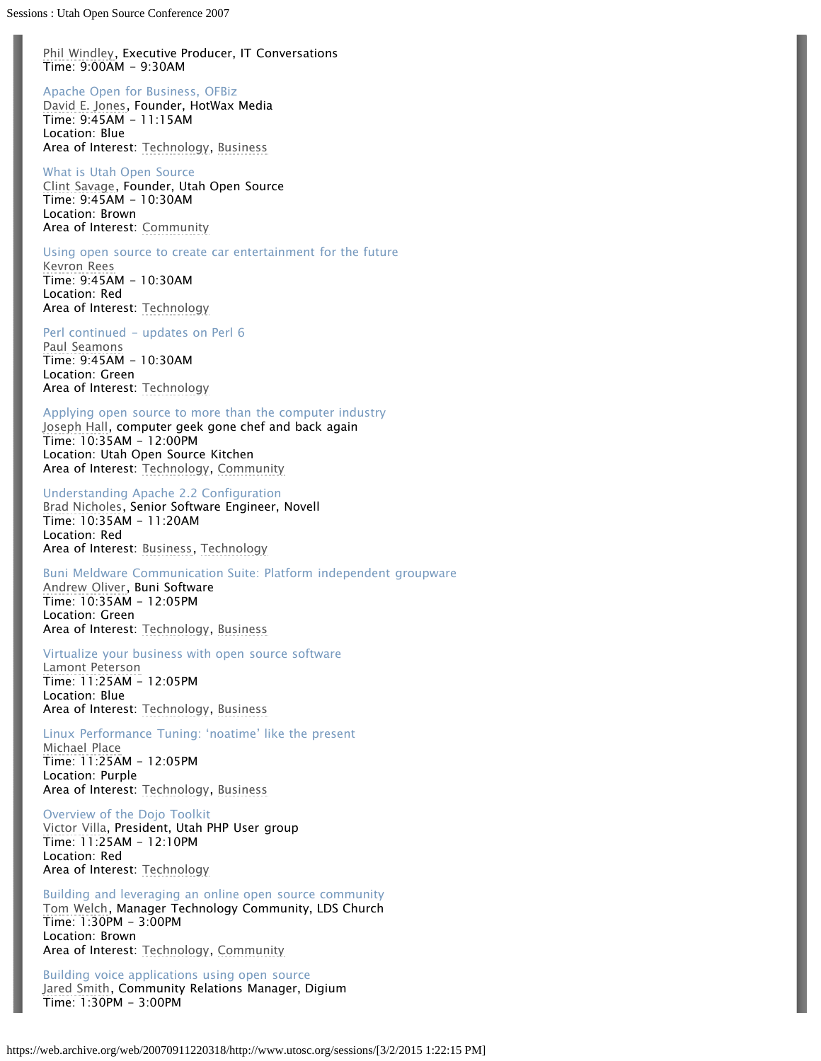Phil Windley, Executive Producer, IT Conversations
Time: 9:00AM – 9:30AM

Apache Open for Business, OFBiz
David E. Jones, Founder, HotWax Media
Time: 9:45AM – 11:15AM
Location: Blue
Area of Interest: Technology, Business

What is Utah Open Source
Clint Savage, Founder, Utah Open Source
Time: 9:45AM – 10:30AM
Location: Brown
Area of Interest: Community

Using open source to create car entertainment for the future
Kevron Rees
Time: 9:45AM – 10:30AM
Location: Red
Area of Interest: Technology

Perl continued – updates on Perl 6
Paul Seamons
Time: 9:45AM – 10:30AM
Location: Green
Area of Interest: Technology

Applying open source to more than the computer industry
Joseph Hall, computer geek gone chef and back again
Time: 10:35AM – 12:00PM
Location: Utah Open Source Kitchen
Area of Interest: Technology, Community

Understanding Apache 2.2 Configuration
Brad Nicholes, Senior Software Engineer, Novell
Time: 10:35AM – 11:20AM
Location: Red
Area of Interest: Business, Technology

Buni Meldware Communication Suite: Platform independent groupware
Andrew Oliver, Buni Software
Time: 10:35AM – 12:05PM
Location: Green
Area of Interest: Technology, Business

Virtualize your business with open source software
Lamont Peterson
Time: 11:25AM – 12:05PM
Location: Blue
Area of Interest: Technology, Business

Linux Performance Tuning: 'noatime' like the present
Michael Place
Time: 11:25AM – 12:05PM
Location: Purple
Area of Interest: Technology, Business

Overview of the Dojo Toolkit
Victor Villa, President, Utah PHP User group
Time: 11:25AM – 12:10PM
Location: Red
Area of Interest: Technology

Building and leveraging an online open source community
Tom Welch, Manager Technology Community, LDS Church
Time: 1:30PM – 3:00PM
Location: Brown
Area of Interest: Technology, Community

Building voice applications using open source
Jared Smith, Community Relations Manager, Digium
Time: 1:30PM – 3:00PM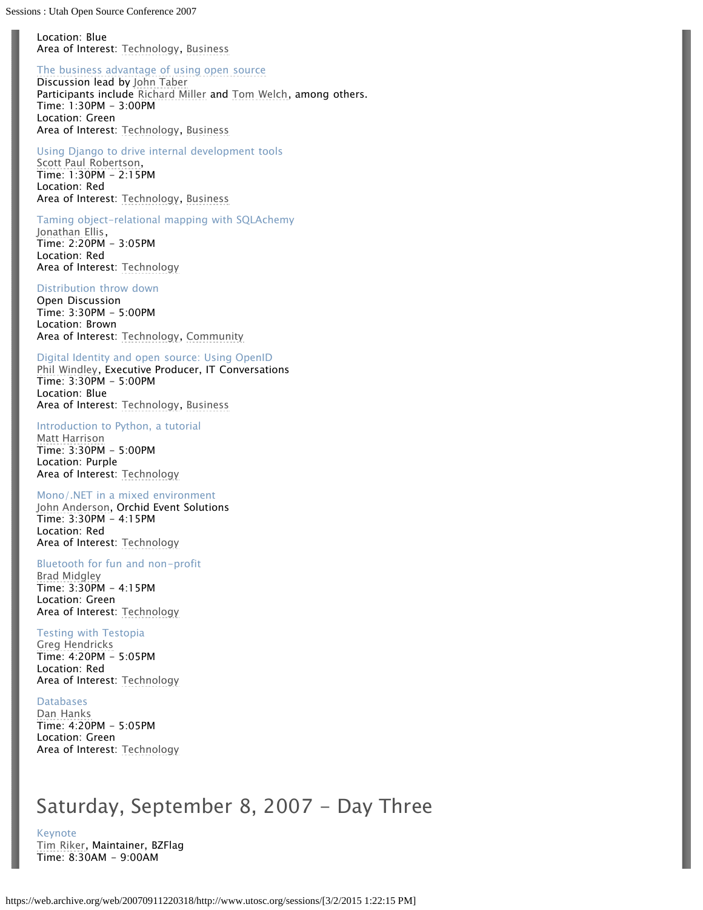Location: Blue
Area of Interest: Technology, Business

The business advantage of using open source
Discussion lead by John Taber
Participants include Richard Miller and Tom Welch, among others.
Time: 1:30PM - 3:00PM
Location: Green
Area of Interest: Technology, Business

Using Django to drive internal development tools
Scott Paul Robertson,
Time: 1:30PM - 2:15PM
Location: Red
Area of Interest: Technology, Business

Taming object-relational mapping with SQLAchemy
Jonathan Ellis,
Time: 2:20PM - 3:05PM
Location: Red
Area of Interest: Technology

Distribution throw down
Open Discussion
Time: 3:30PM - 5:00PM
Location: Brown
Area of Interest: Technology, Community

Digital Identity and open source: Using OpenID
Phil Windley, Executive Producer, IT Conversations
Time: 3:30PM - 5:00PM
Location: Blue
Area of Interest: Technology, Business

Introduction to Python, a tutorial
Matt Harrison
Time: 3:30PM - 5:00PM
Location: Purple
Area of Interest: Technology

Mono/.NET in a mixed environment
John Anderson, Orchid Event Solutions
Time: 3:30PM - 4:15PM
Location: Red
Area of Interest: Technology

Bluetooth for fun and non-profit
Brad Midgley
Time: 3:30PM - 4:15PM
Location: Green
Area of Interest: Technology

Testing with Testopia
Greg Hendricks
Time: 4:20PM - 5:05PM
Location: Red
Area of Interest: Technology

Databases
Dan Hanks
Time: 4:20PM - 5:05PM
Location: Green
Area of Interest: Technology

## Saturday, September 8, 2007 - Day Three

Keynote
Tim Riker, Maintainer, BZFlag
Time: 8:30AM - 9:00AM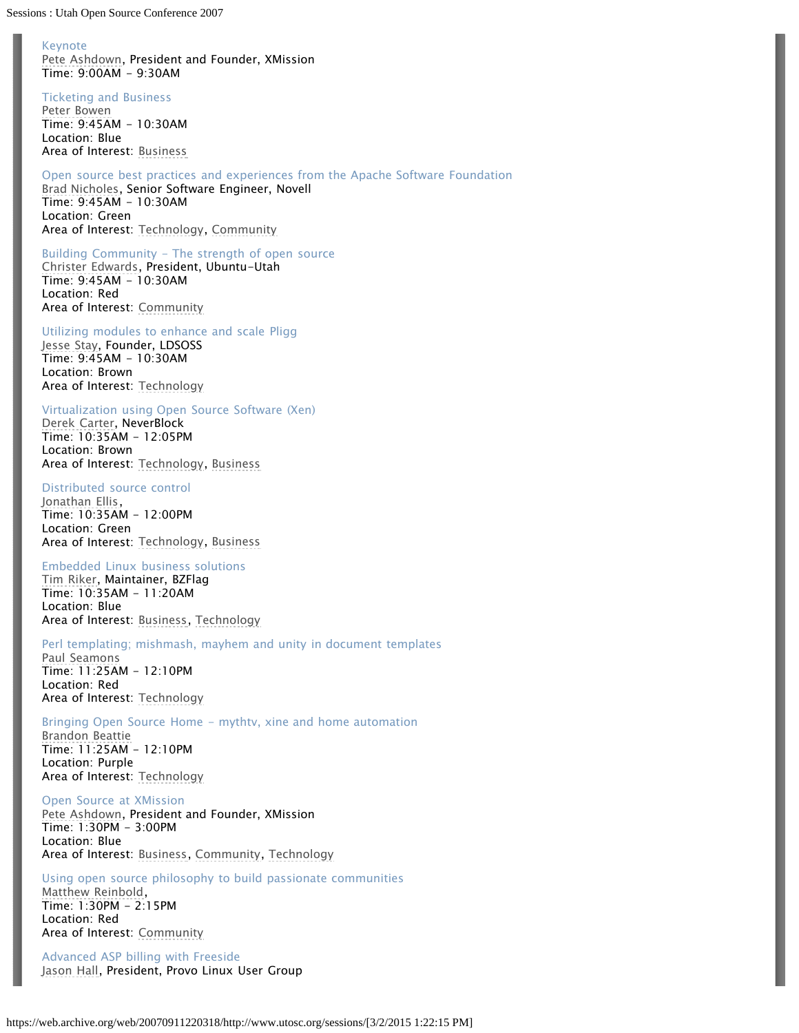Keynote
Pete Ashdown, President and Founder, XMission
Time: 9:00AM - 9:30AM

Ticketing and Business
Peter Bowen
Time: 9:45AM - 10:30AM
Location: Blue
Area of Interest: Business

Open source best practices and experiences from the Apache Software Foundation
Brad Nicholes, Senior Software Engineer, Novell
Time: 9:45AM - 10:30AM
Location: Green
Area of Interest: Technology, Community

Building Community - The strength of open source
Christer Edwards, President, Ubuntu-Utah
Time: 9:45AM - 10:30AM
Location: Red
Area of Interest: Community

Utilizing modules to enhance and scale Pligg
Jesse Stay, Founder, LDSOSS
Time: 9:45AM - 10:30AM
Location: Brown
Area of Interest: Technology

Virtualization using Open Source Software (Xen)
Derek Carter, NeverBlock
Time: 10:35AM - 12:05PM
Location: Brown
Area of Interest: Technology, Business

Distributed source control
Jonathan Ellis,
Time: 10:35AM - 12:00PM
Location: Green
Area of Interest: Technology, Business

Embedded Linux business solutions
Tim Riker, Maintainer, BZFlag
Time: 10:35AM - 11:20AM
Location: Blue
Area of Interest: Business, Technology

Perl templating; mishmash, mayhem and unity in document templates
Paul Seamons
Time: 11:25AM - 12:10PM
Location: Red
Area of Interest: Technology

Bringing Open Source Home - mythtv, xine and home automation
Brandon Beattie
Time: 11:25AM - 12:10PM
Location: Purple
Area of Interest: Technology

Open Source at XMission
Pete Ashdown, President and Founder, XMission
Time: 1:30PM - 3:00PM
Location: Blue
Area of Interest: Business, Community, Technology

Using open source philosophy to build passionate communities
Matthew Reinbold,
Time: 1:30PM - 2:15PM
Location: Red
Area of Interest: Community

Advanced ASP billing with Freeside
Jason Hall, President, Provo Linux User Group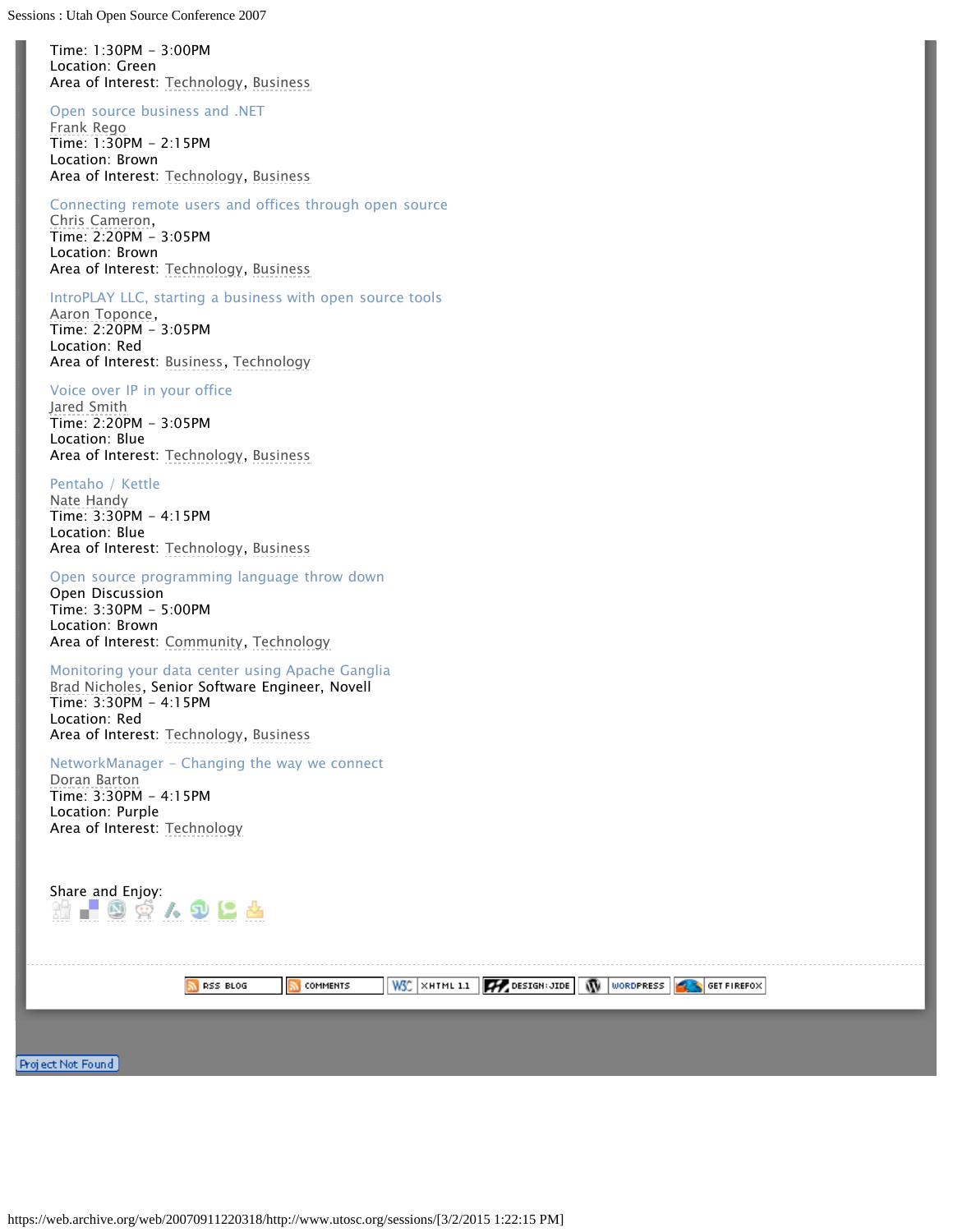Time: 1:30PM – 3:00PM
Location: Green
Area of Interest: Technology, Business

Open source business and .NET
Frank Rego
Time: 1:30PM – 2:15PM
Location: Brown
Area of Interest: Technology, Business

Connecting remote users and offices through open source
Chris Cameron,
Time: 2:20PM – 3:05PM
Location: Brown
Area of Interest: Technology, Business

IntroPLAY LLC, starting a business with open source tools
Aaron Toponce,
Time: 2:20PM – 3:05PM
Location: Red
Area of Interest: Business, Technology

Voice over IP in your office
Jared Smith
Time: 2:20PM – 3:05PM
Location: Blue
Area of Interest: Technology, Business

Pentaho / Kettle
Nate Handy
Time: 3:30PM – 4:15PM
Location: Blue
Area of Interest: Technology, Business

Open source programming language throw down
Open Discussion
Time: 3:30PM – 5:00PM
Location: Brown
Area of Interest: Community, Technology

Monitoring your data center using Apache Ganglia
Brad Nicholes, Senior Software Engineer, Novell
Time: 3:30PM – 4:15PM
Location: Red
Area of Interest: Technology, Business

NetworkManager – Changing the way we connect
Doran Barton
Time: 3:30PM – 4:15PM
Location: Purple
Area of Interest: Technology

Share and Enjoy:

RSS BLOG | COMMENTS | W3C XHTML 1.1 | DESIGN: JIDE | WORDPRESS | GET FIREFOX

Project Not Found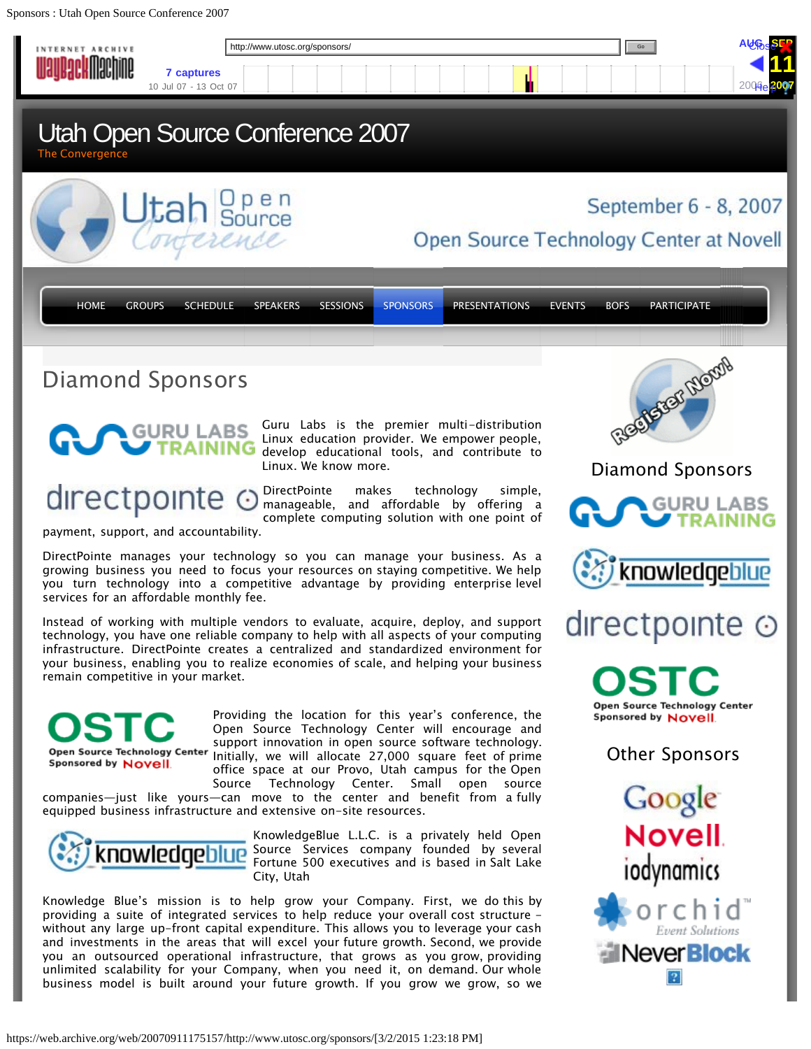# Utah Open Source Conference 2007

The Convergence

September 6 - 8, 2007

Open Source Technology Center at Novell

HOME GROUPS SCHEDULE SPEAKERS SESSIONS SPONSORS PRESENTATIONS EVENTS BOFS PARTICIPATE

## Diamond Sponsors

Guru Labs is the premier multi-distribution Linux education provider. We empower people, develop educational tools, and contribute to Linux. We know more.

DirectPointe makes technology simple, manageable, and affordable by offering a complete computing solution with one point of payment, support, and accountability.

DirectPointe manages your technology so you can manage your business. As a growing business you need to focus your resources on staying competitive. We help you turn technology into a competitive advantage by providing enterprise level services for an affordable monthly fee.

Instead of working with multiple vendors to evaluate, acquire, deploy, and support technology, you have one reliable company to help with all aspects of your computing infrastructure. DirectPointe creates a centralized and standardized environment for your business, enabling you to realize economies of scale, and helping your business remain competitive in your market.

Providing the location for this year's conference, the Open Source Technology Center will encourage and support innovation in open source software technology. Initially, we will allocate 27,000 square feet of prime office space at our Provo, Utah campus for the Open Source Technology Center. Small open source companies—just like yours—can move to the center and benefit from a fully equipped business infrastructure and extensive on-site resources.

KnowledgeBlue L.L.C. is a privately held Open Source Services company founded by several Fortune 500 executives and is based in Salt Lake City, Utah

Knowledge Blue's mission is to help grow your Company. First, we do this by providing a suite of integrated services to help reduce your overall cost structure - without any large up-front capital expenditure. This allows you to leverage your cash and investments in the areas that will excel your future growth. Second, we provide you an outsourced operational infrastructure, that grows as you grow, providing unlimited scalability for your Company, when you need it, on demand. Our whole business model is built around your future growth. If you grow we grow, so we

Register Now!

### Diamond Sponsors

Guru Labs Training
knowledgeblue
directpointe
OSTC — Open Source Technology Center Sponsored by Novell

### Other Sponsors

Google
Novell
iodynamics
orchid Event Solutions
NeverBlock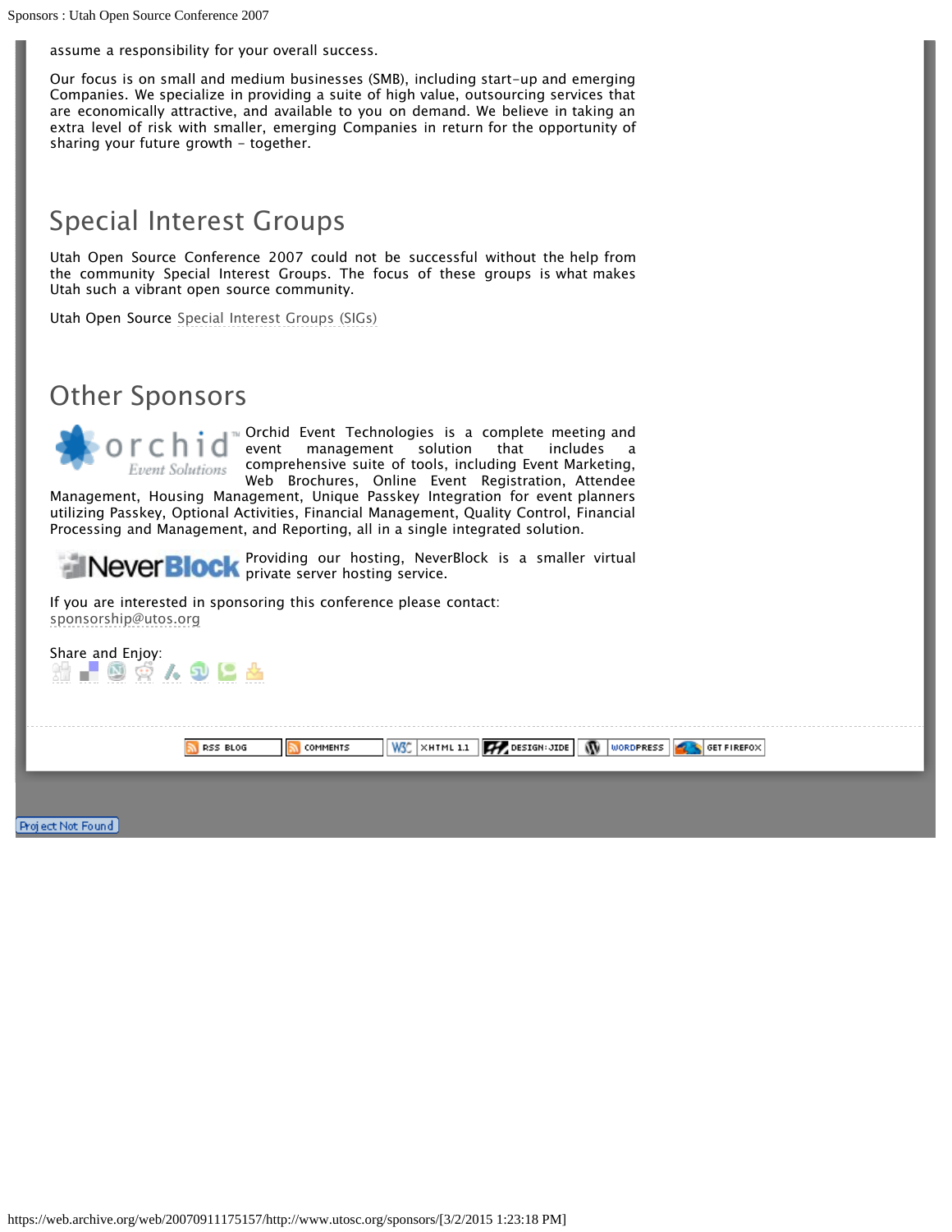assume a responsibility for your overall success.

Our focus is on small and medium businesses (SMB), including start-up and emerging Companies. We specialize in providing a suite of high value, outsourcing services that are economically attractive, and available to you on demand. We believe in taking an extra level of risk with smaller, emerging Companies in return for the opportunity of sharing your future growth – together.

## Special Interest Groups

Utah Open Source Conference 2007 could not be successful without the help from the community Special Interest Groups. The focus of these groups is what makes Utah such a vibrant open source community.

Utah Open Source Special Interest Groups (SIGs)

## Other Sponsors

Orchid Event Technologies is a complete meeting and event management solution that includes a comprehensive suite of tools, including Event Marketing, Web Brochures, Online Event Registration, Attendee Management, Housing Management, Unique Passkey Integration for event planners utilizing Passkey, Optional Activities, Financial Management, Quality Control, Financial Processing and Management, and Reporting, all in a single integrated solution.

Providing our hosting, NeverBlock is a smaller virtual private server hosting service.

If you are interested in sponsoring this conference please contact:
sponsorship@utos.org

Share and Enjoy:

RSS BLOG | COMMENTS | W3C XHTML 1.1 | DESIGN: JIDE | WORDPRESS | GET FIREFOX

Project Not Found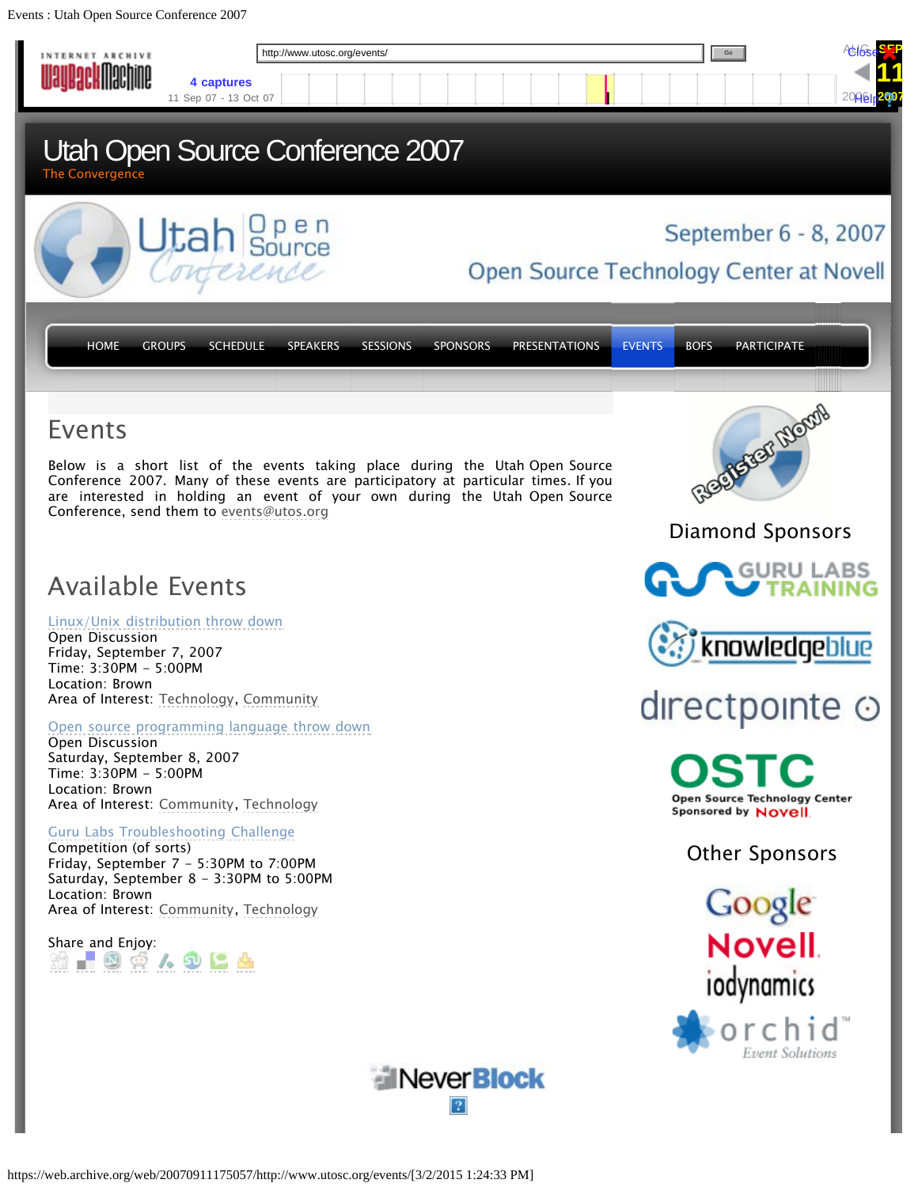# Utah Open Source Conference 2007

The Convergence

September 6 - 8, 2007

Open Source Technology Center at Novell

HOME GROUPS SCHEDULE SPEAKERS SESSIONS SPONSORS PRESENTATIONS EVENTS BOFS PARTICIPATE

## Events

Below is a short list of the events taking place during the Utah Open Source Conference 2007. Many of these events are participatory at particular times. If you are interested in holding an event of your own during the Utah Open Source Conference, send them to events@utos.org

## Available Events

Linux/Unix distribution throw down
Open Discussion
Friday, September 7, 2007
Time: 3:30PM - 5:00PM
Location: Brown
Area of Interest: Technology, Community

Open source programming language throw down
Open Discussion
Saturday, September 8, 2007
Time: 3:30PM - 5:00PM
Location: Brown
Area of Interest: Community, Technology

Guru Labs Troubleshooting Challenge
Competition (of sorts)
Friday, September 7 - 5:30PM to 7:00PM
Saturday, September 8 - 3:30PM to 5:00PM
Location: Brown
Area of Interest: Community, Technology

Share and Enjoy:

Register Now!

Diamond Sponsors

Guru Labs Training
knowledgeblue
directpointe
OSTC Open Source Technology Center Sponsored by Novell

Other Sponsors

Google
Novell
iodynamics
orchid Event Solutions

NeverBlock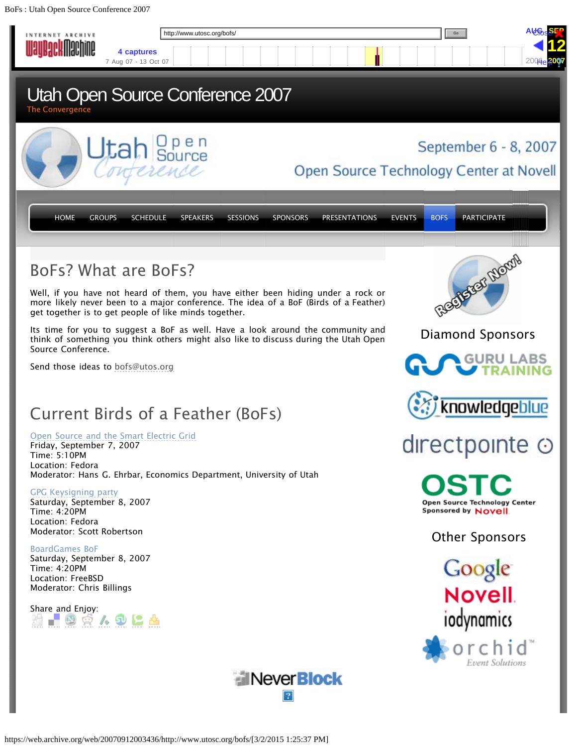# Utah Open Source Conference 2007

The Convergence

September 6 - 8, 2007

Open Source Technology Center at Novell

HOME | GROUPS | SCHEDULE | SPEAKERS | SESSIONS | SPONSORS | PRESENTATIONS | EVENTS | BOFS | PARTICIPATE

## BoFs? What are BoFs?

Well, if you have not heard of them, you have either been hiding under a rock or more likely never been to a major conference. The idea of a BoF (Birds of a Feather) get together is to get people of like minds together.

Its time for you to suggest a BoF as well. Have a look around the community and think of something you think others might also like to discuss during the Utah Open Source Conference.

Send those ideas to bofs@utos.org

## Current Birds of a Feather (BoFs)

Open Source and the Smart Electric Grid
Friday, September 7, 2007
Time: 5:10PM
Location: Fedora
Moderator: Hans G. Ehrbar, Economics Department, University of Utah

GPG Keysigning party
Saturday, September 8, 2007
Time: 4:20PM
Location: Fedora
Moderator: Scott Robertson

BoardGames BoF
Saturday, September 8, 2007
Time: 4:20PM
Location: FreeBSD
Moderator: Chris Billings

Share and Enjoy:

Register Now!

### Diamond Sponsors

Guru Labs Training

knowledgeblue

directpointe

OSTC Open Source Technology Center Sponsored by Novell

### Other Sponsors

Google

Novell

iodynamics

orchid Event Solutions

NeverBlock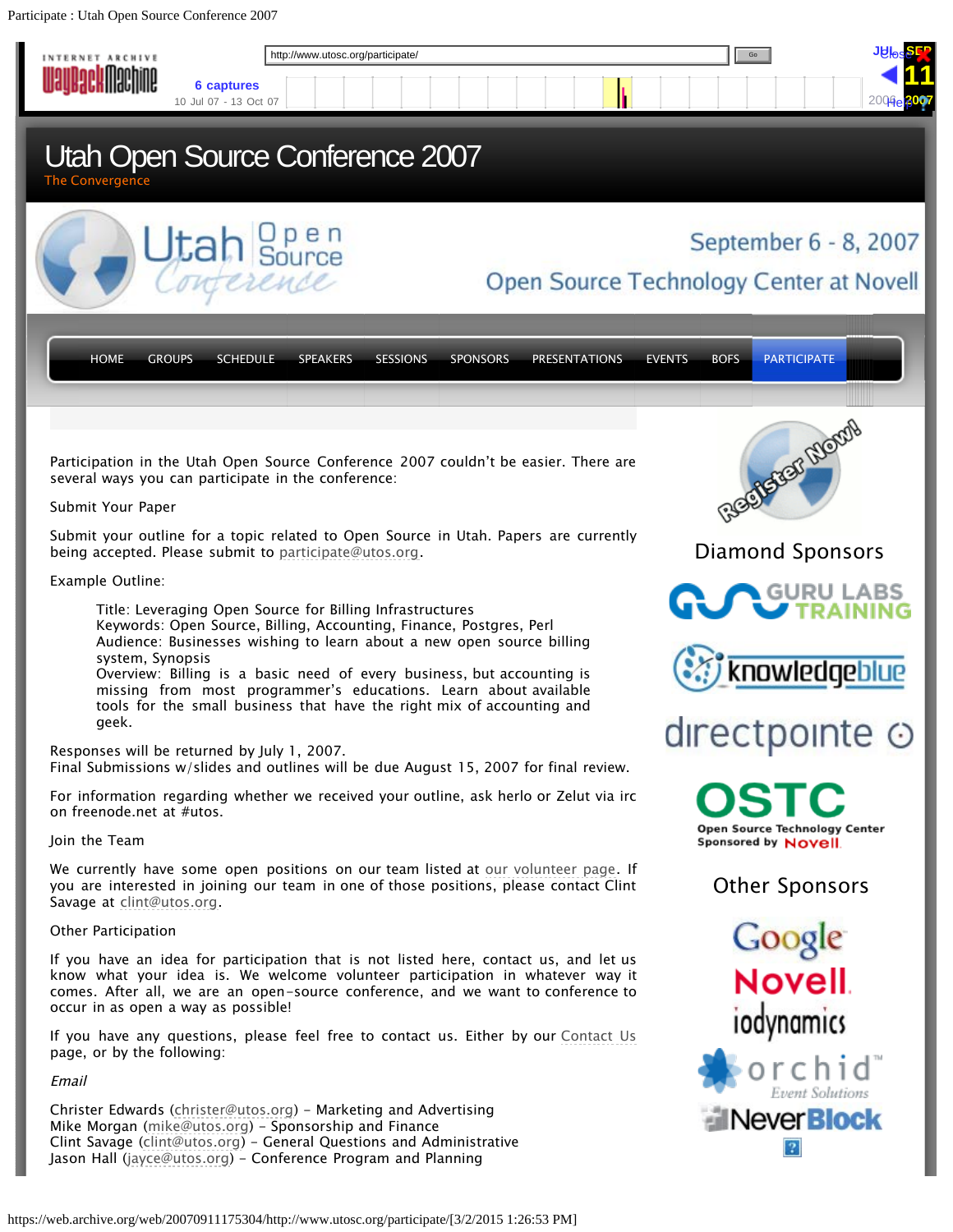# Utah Open Source Conference 2007

The Convergence

September 6 - 8, 2007

Open Source Technology Center at Novell

HOME GROUPS SCHEDULE SPEAKERS SESSIONS SPONSORS PRESENTATIONS EVENTS BOFS PARTICIPATE

Participation in the Utah Open Source Conference 2007 couldn't be easier. There are several ways you can participate in the conference:

Submit Your Paper

Submit your outline for a topic related to Open Source in Utah. Papers are currently being accepted. Please submit to participate@utos.org.

Example Outline:

> Title: Leveraging Open Source for Billing Infrastructures
> Keywords: Open Source, Billing, Accounting, Finance, Postgres, Perl
> Audience: Businesses wishing to learn about a new open source billing system, Synopsis
> Overview: Billing is a basic need of every business, but accounting is missing from most programmer's educations. Learn about available tools for the small business that have the right mix of accounting and geek.

Responses will be returned by July 1, 2007.
Final Submissions w/slides and outlines will be due August 15, 2007 for final review.

For information regarding whether we received your outline, ask herlo or Zelut via irc on freenode.net at #utos.

Join the Team

We currently have some open positions on our team listed at our volunteer page. If you are interested in joining our team in one of those positions, please contact Clint Savage at clint@utos.org.

Other Participation

If you have an idea for participation that is not listed here, contact us, and let us know what your idea is. We welcome volunteer participation in whatever way it comes. After all, we are an open-source conference, and we want to conference to occur in as open a way as possible!

If you have any questions, please feel free to contact us. Either by our Contact Us page, or by the following:

*Email*

Christer Edwards (christer@utos.org) – Marketing and Advertising
Mike Morgan (mike@utos.org) – Sponsorship and Finance
Clint Savage (clint@utos.org) – General Questions and Administrative
Jason Hall (jayce@utos.org) – Conference Program and Planning

Register Now!

## Diamond Sponsors

GURU LABS TRAINING
knowledgeblue
directpointe
OSTC Open Source Technology Center Sponsored by Novell

## Other Sponsors

Google
Novell
iodynamics
orchid Event Solutions
NeverBlock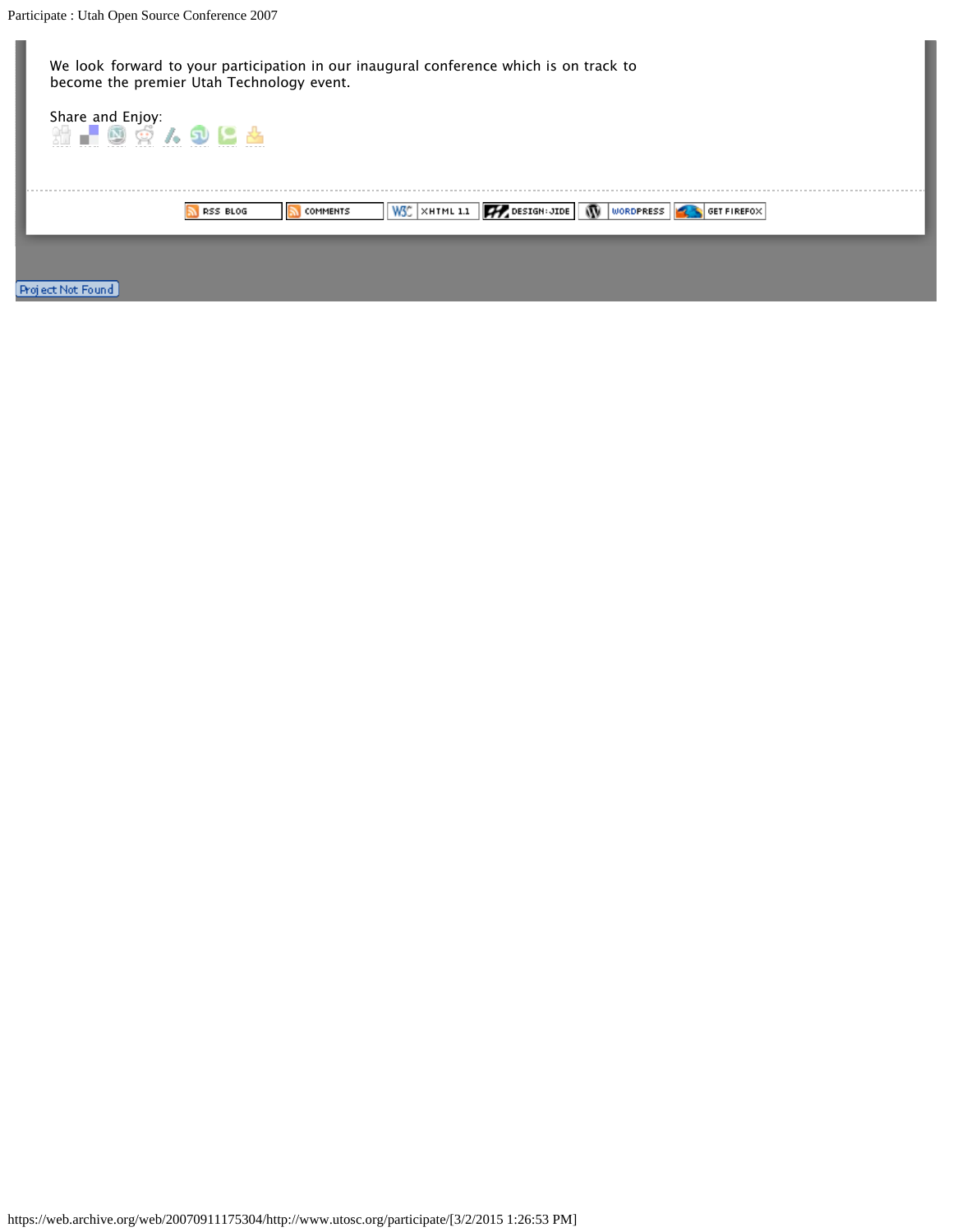We look forward to your participation in our inaugural conference which is on track to become the premier Utah Technology event.

Share and Enjoy:

RSS BLOG | COMMENTS | W3C XHTML 1.1 | DESIGN:JIDE | WORDPRESS | GET FIREFOX

Project Not Found